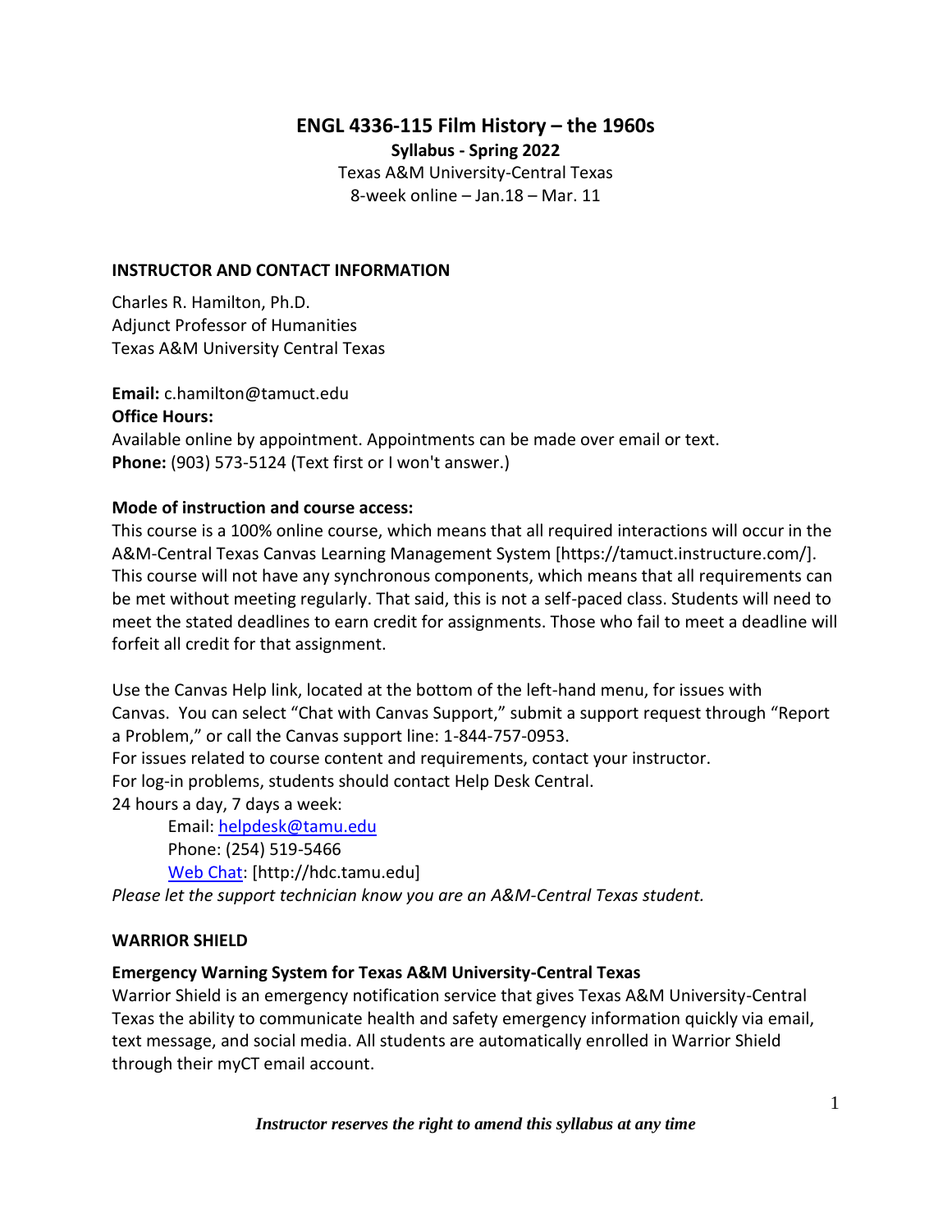# ENGL 4336-115 Film History – the 1960s

**Syllabus - Spring 2022**

Texas A&M University-Central Texas
8-week online – Jan.18 – Mar. 11

## INSTRUCTOR AND CONTACT INFORMATION

Charles R. Hamilton, Ph.D.
Adjunct Professor of Humanities
Texas A&M University Central Texas

**Email:** c.hamilton@tamuct.edu
**Office Hours:**
Available online by appointment. Appointments can be made over email or text.
**Phone:** (903) 573-5124 (Text first or I won't answer.)

**Mode of instruction and course access:**
This course is a 100% online course, which means that all required interactions will occur in the A&M-Central Texas Canvas Learning Management System [https://tamuct.instructure.com/]. This course will not have any synchronous components, which means that all requirements can be met without meeting regularly. That said, this is not a self-paced class. Students will need to meet the stated deadlines to earn credit for assignments. Those who fail to meet a deadline will forfeit all credit for that assignment.

Use the Canvas Help link, located at the bottom of the left-hand menu, for issues with Canvas. You can select "Chat with Canvas Support," submit a support request through "Report a Problem," or call the Canvas support line: 1-844-757-0953.
For issues related to course content and requirements, contact your instructor.
For log-in problems, students should contact Help Desk Central.
24 hours a day, 7 days a week:

Email: helpdesk@tamu.edu
Phone: (254) 519-5466
Web Chat: [http://hdc.tamu.edu]

*Please let the support technician know you are an A&M-Central Texas student.*

## WARRIOR SHIELD

**Emergency Warning System for Texas A&M University-Central Texas**
Warrior Shield is an emergency notification service that gives Texas A&M University-Central Texas the ability to communicate health and safety emergency information quickly via email, text message, and social media. All students are automatically enrolled in Warrior Shield through their myCT email account.

*Instructor reserves the right to amend this syllabus at any time*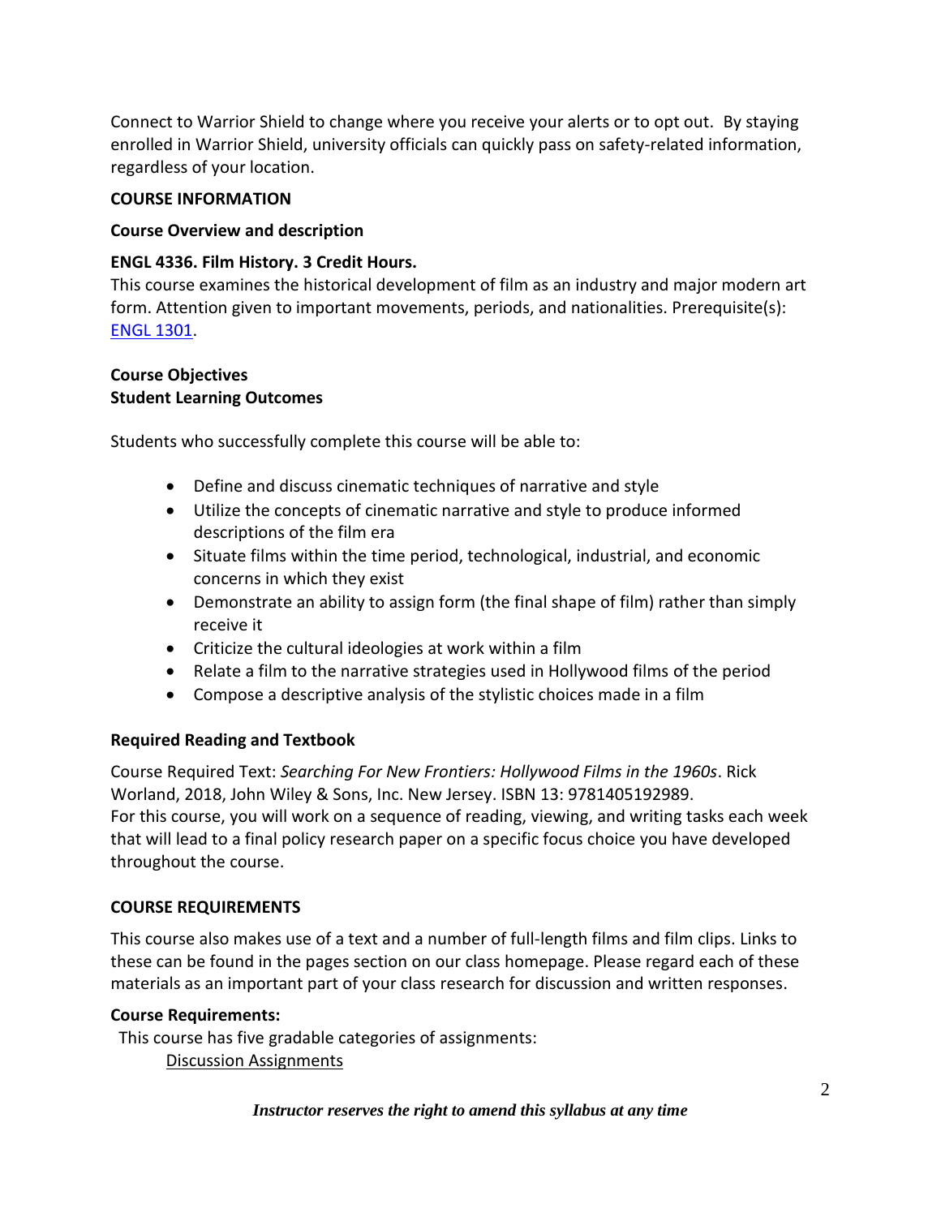Connect to Warrior Shield to change where you receive your alerts or to opt out. By staying enrolled in Warrior Shield, university officials can quickly pass on safety-related information, regardless of your location.

## COURSE INFORMATION

### Course Overview and description

**ENGL 4336. Film History. 3 Credit Hours.**

This course examines the historical development of film as an industry and major modern art form. Attention given to important movements, periods, and nationalities. Prerequisite(s): ENGL 1301.

### Course Objectives

### Student Learning Outcomes

Students who successfully complete this course will be able to:

- Define and discuss cinematic techniques of narrative and style
- Utilize the concepts of cinematic narrative and style to produce informed descriptions of the film era
- Situate films within the time period, technological, industrial, and economic concerns in which they exist
- Demonstrate an ability to assign form (the final shape of film) rather than simply receive it
- Criticize the cultural ideologies at work within a film
- Relate a film to the narrative strategies used in Hollywood films of the period
- Compose a descriptive analysis of the stylistic choices made in a film

### Required Reading and Textbook

Course Required Text: *Searching For New Frontiers: Hollywood Films in the 1960s*. Rick Worland, 2018, John Wiley & Sons, Inc. New Jersey. ISBN 13: 9781405192989.
For this course, you will work on a sequence of reading, viewing, and writing tasks each week that will lead to a final policy research paper on a specific focus choice you have developed throughout the course.

## COURSE REQUIREMENTS

This course also makes use of a text and a number of full-length films and film clips. Links to these can be found in the pages section on our class homepage. Please regard each of these materials as an important part of your class research for discussion and written responses.

**Course Requirements:**

This course has five gradable categories of assignments:

Discussion Assignments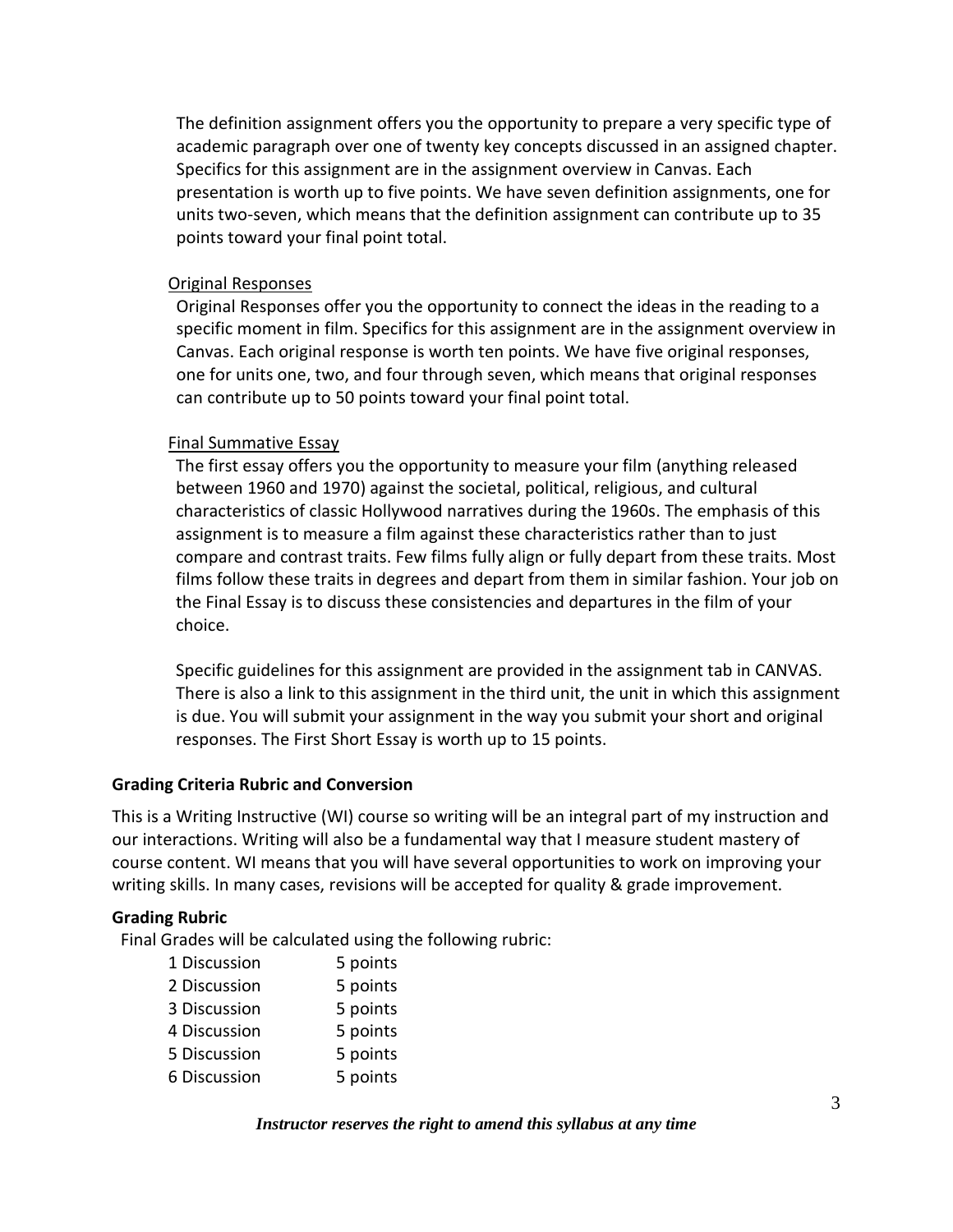The definition assignment offers you the opportunity to prepare a very specific type of academic paragraph over one of twenty key concepts discussed in an assigned chapter. Specifics for this assignment are in the assignment overview in Canvas. Each presentation is worth up to five points. We have seven definition assignments, one for units two-seven, which means that the definition assignment can contribute up to 35 points toward your final point total.

Original Responses

Original Responses offer you the opportunity to connect the ideas in the reading to a specific moment in film. Specifics for this assignment are in the assignment overview in Canvas. Each original response is worth ten points. We have five original responses, one for units one, two, and four through seven, which means that original responses can contribute up to 50 points toward your final point total.

Final Summative Essay

The first essay offers you the opportunity to measure your film (anything released between 1960 and 1970) against the societal, political, religious, and cultural characteristics of classic Hollywood narratives during the 1960s. The emphasis of this assignment is to measure a film against these characteristics rather than to just compare and contrast traits. Few films fully align or fully depart from these traits. Most films follow these traits in degrees and depart from them in similar fashion. Your job on the Final Essay is to discuss these consistencies and departures in the film of your choice.

Specific guidelines for this assignment are provided in the assignment tab in CANVAS. There is also a link to this assignment in the third unit, the unit in which this assignment is due. You will submit your assignment in the way you submit your short and original responses. The First Short Essay is worth up to 15 points.

**Grading Criteria Rubric and Conversion**

This is a Writing Instructive (WI) course so writing will be an integral part of my instruction and our interactions. Writing will also be a fundamental way that I measure student mastery of course content. WI means that you will have several opportunities to work on improving your writing skills. In many cases, revisions will be accepted for quality & grade improvement.

**Grading Rubric**

Final Grades will be calculated using the following rubric:

| | |
|---|---|
| 1 Discussion | 5 points |
| 2 Discussion | 5 points |
| 3 Discussion | 5 points |
| 4 Discussion | 5 points |
| 5 Discussion | 5 points |
| 6 Discussion | 5 points |

***Instructor reserves the right to amend this syllabus at any time***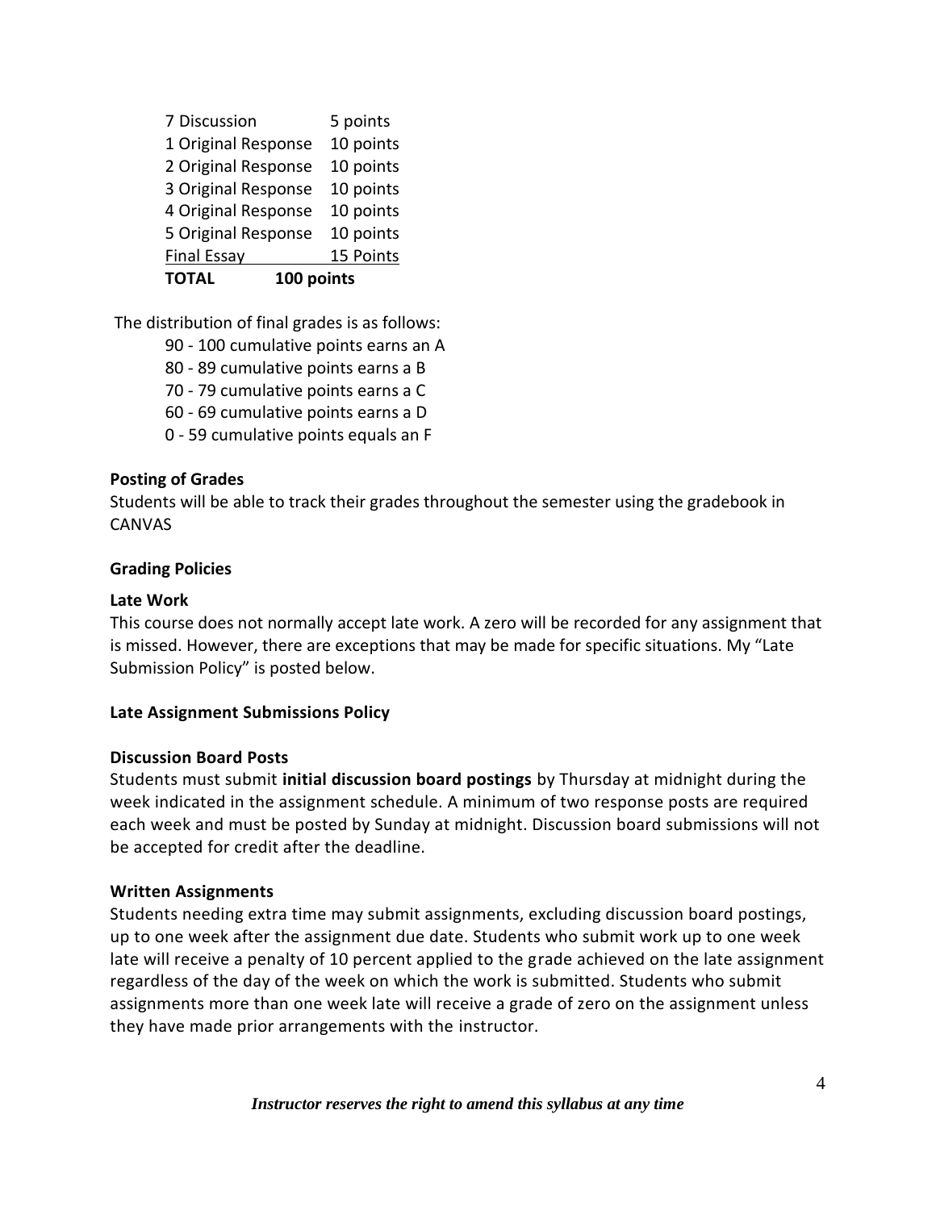| | |
|---|---|
| 7 Discussion | 5 points |
| 1 Original Response | 10 points |
| 2 Original Response | 10 points |
| 3 Original Response | 10 points |
| 4 Original Response | 10 points |
| 5 Original Response | 10 points |
| Final Essay | 15 Points |
| **TOTAL** | **100 points** |

The distribution of final grades is as follows:

90 - 100 cumulative points earns an A
80 - 89 cumulative points earns a B
70 - 79 cumulative points earns a C
60 - 69 cumulative points earns a D
0 - 59 cumulative points equals an F

**Posting of Grades**

Students will be able to track their grades throughout the semester using the gradebook in CANVAS

**Grading Policies**

**Late Work**

This course does not normally accept late work. A zero will be recorded for any assignment that is missed. However, there are exceptions that may be made for specific situations. My "Late Submission Policy" is posted below.

**Late Assignment Submissions Policy**

**Discussion Board Posts**

Students must submit **initial discussion board postings** by Thursday at midnight during the week indicated in the assignment schedule. A minimum of two response posts are required each week and must be posted by Sunday at midnight. Discussion board submissions will not be accepted for credit after the deadline.

**Written Assignments**

Students needing extra time may submit assignments, excluding discussion board postings, up to one week after the assignment due date. Students who submit work up to one week late will receive a penalty of 10 percent applied to the grade achieved on the late assignment regardless of the day of the week on which the work is submitted. Students who submit assignments more than one week late will receive a grade of zero on the assignment unless they have made prior arrangements with the instructor.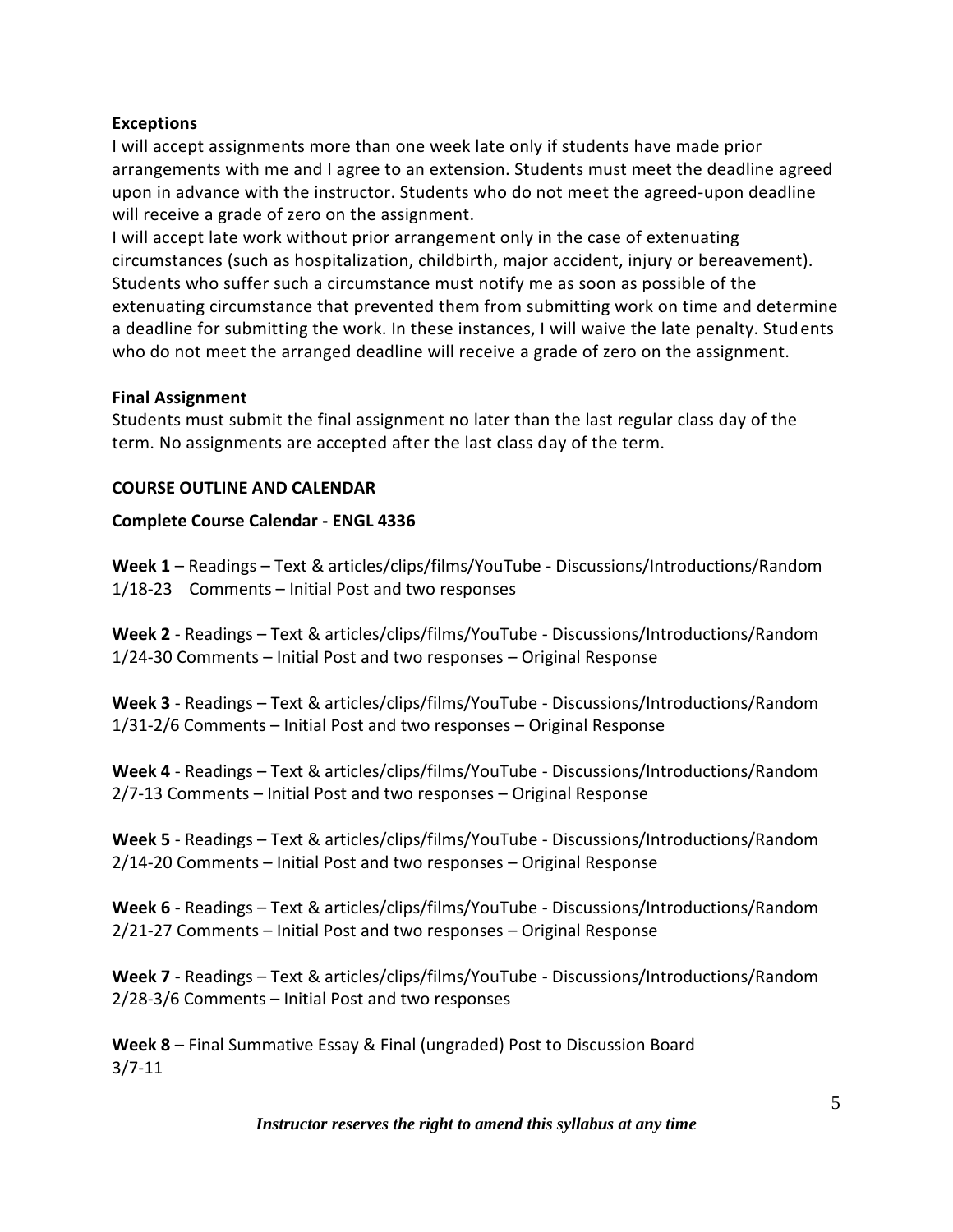**Exceptions**

I will accept assignments more than one week late only if students have made prior arrangements with me and I agree to an extension. Students must meet the deadline agreed upon in advance with the instructor. Students who do not meet the agreed-upon deadline will receive a grade of zero on the assignment.

I will accept late work without prior arrangement only in the case of extenuating circumstances (such as hospitalization, childbirth, major accident, injury or bereavement). Students who suffer such a circumstance must notify me as soon as possible of the extenuating circumstance that prevented them from submitting work on time and determine a deadline for submitting the work. In these instances, I will waive the late penalty. Students who do not meet the arranged deadline will receive a grade of zero on the assignment.

**Final Assignment**

Students must submit the final assignment no later than the last regular class day of the term. No assignments are accepted after the last class day of the term.

**COURSE OUTLINE AND CALENDAR**

**Complete Course Calendar - ENGL 4336**

**Week 1** – Readings – Text & articles/clips/films/YouTube - Discussions/Introductions/Random
1/18-23 Comments – Initial Post and two responses

**Week 2** - Readings – Text & articles/clips/films/YouTube - Discussions/Introductions/Random
1/24-30 Comments – Initial Post and two responses – Original Response

**Week 3** - Readings – Text & articles/clips/films/YouTube - Discussions/Introductions/Random
1/31-2/6 Comments – Initial Post and two responses – Original Response

**Week 4** - Readings – Text & articles/clips/films/YouTube - Discussions/Introductions/Random
2/7-13 Comments – Initial Post and two responses – Original Response

**Week 5** - Readings – Text & articles/clips/films/YouTube - Discussions/Introductions/Random
2/14-20 Comments – Initial Post and two responses – Original Response

**Week 6** - Readings – Text & articles/clips/films/YouTube - Discussions/Introductions/Random
2/21-27 Comments – Initial Post and two responses – Original Response

**Week 7** - Readings – Text & articles/clips/films/YouTube - Discussions/Introductions/Random
2/28-3/6 Comments – Initial Post and two responses

**Week 8** – Final Summative Essay & Final (ungraded) Post to Discussion Board
3/7-11

***Instructor reserves the right to amend this syllabus at any time***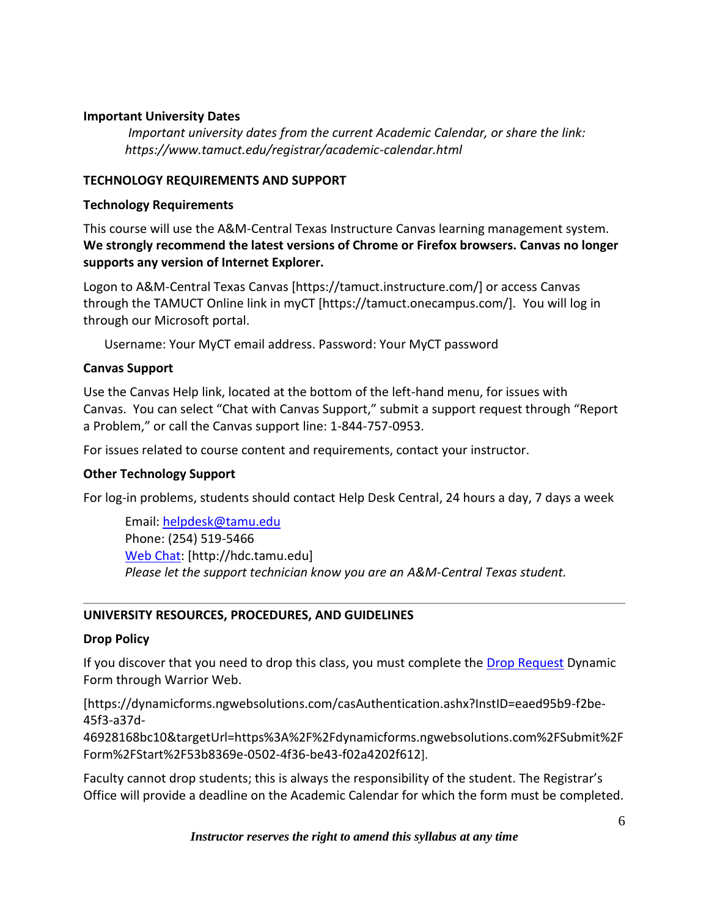**Important University Dates**

*Important university dates from the current Academic Calendar, or share the link: https://www.tamuct.edu/registrar/academic-calendar.html*

**TECHNOLOGY REQUIREMENTS AND SUPPORT**

**Technology Requirements**

This course will use the A&M-Central Texas Instructure Canvas learning management system. **We strongly recommend the latest versions of Chrome or Firefox browsers. Canvas no longer supports any version of Internet Explorer.**

Logon to A&M-Central Texas Canvas [https://tamuct.instructure.com/] or access Canvas through the TAMUCT Online link in myCT [https://tamuct.onecampus.com/]. You will log in through our Microsoft portal.

Username: Your MyCT email address. Password: Your MyCT password

**Canvas Support**

Use the Canvas Help link, located at the bottom of the left-hand menu, for issues with Canvas. You can select "Chat with Canvas Support," submit a support request through "Report a Problem," or call the Canvas support line: 1-844-757-0953.

For issues related to course content and requirements, contact your instructor.

**Other Technology Support**

For log-in problems, students should contact Help Desk Central, 24 hours a day, 7 days a week

Email: helpdesk@tamu.edu
Phone: (254) 519-5466
Web Chat: [http://hdc.tamu.edu]
*Please let the support technician know you are an A&M-Central Texas student.*

---

**UNIVERSITY RESOURCES, PROCEDURES, AND GUIDELINES**

**Drop Policy**

If you discover that you need to drop this class, you must complete the Drop Request Dynamic Form through Warrior Web.

[https://dynamicforms.ngwebsolutions.com/casAuthentication.ashx?InstID=eaed95b9-f2be-45f3-a37d-46928168bc10&targetUrl=https%3A%2F%2Fdynamicforms.ngwebsolutions.com%2FSubmit%2FForm%2FStart%2F53b8369e-0502-4f36-be43-f02a4202f612].

Faculty cannot drop students; this is always the responsibility of the student. The Registrar's Office will provide a deadline on the Academic Calendar for which the form must be completed.

*Instructor reserves the right to amend this syllabus at any time*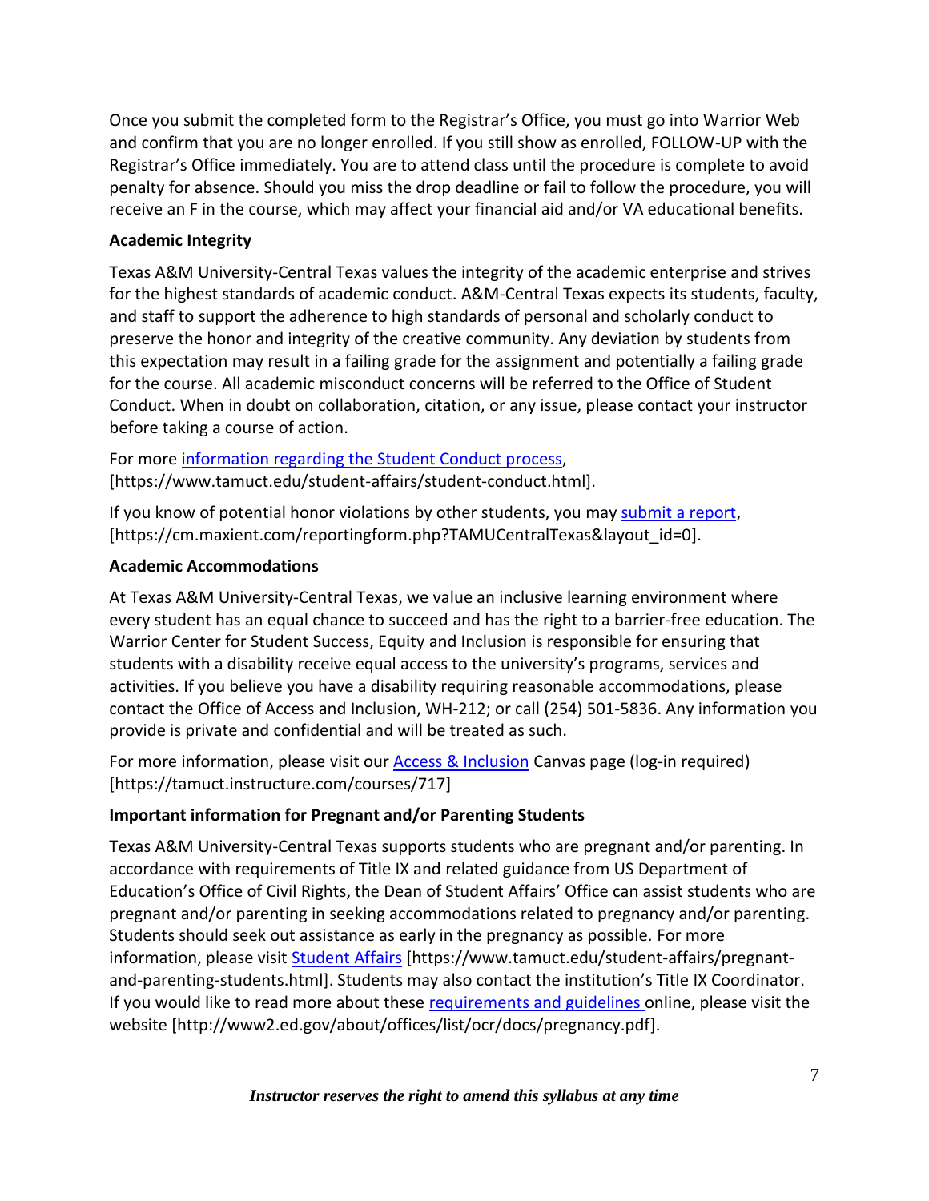Once you submit the completed form to the Registrar's Office, you must go into Warrior Web and confirm that you are no longer enrolled. If you still show as enrolled, FOLLOW-UP with the Registrar's Office immediately. You are to attend class until the procedure is complete to avoid penalty for absence. Should you miss the drop deadline or fail to follow the procedure, you will receive an F in the course, which may affect your financial aid and/or VA educational benefits.

**Academic Integrity**

Texas A&M University-Central Texas values the integrity of the academic enterprise and strives for the highest standards of academic conduct. A&M-Central Texas expects its students, faculty, and staff to support the adherence to high standards of personal and scholarly conduct to preserve the honor and integrity of the creative community. Any deviation by students from this expectation may result in a failing grade for the assignment and potentially a failing grade for the course. All academic misconduct concerns will be referred to the Office of Student Conduct. When in doubt on collaboration, citation, or any issue, please contact your instructor before taking a course of action.

For more information regarding the Student Conduct process, [https://www.tamuct.edu/student-affairs/student-conduct.html].

If you know of potential honor violations by other students, you may submit a report, [https://cm.maxient.com/reportingform.php?TAMUCentralTexas&layout_id=0].

**Academic Accommodations**

At Texas A&M University-Central Texas, we value an inclusive learning environment where every student has an equal chance to succeed and has the right to a barrier-free education. The Warrior Center for Student Success, Equity and Inclusion is responsible for ensuring that students with a disability receive equal access to the university's programs, services and activities. If you believe you have a disability requiring reasonable accommodations, please contact the Office of Access and Inclusion, WH-212; or call (254) 501-5836. Any information you provide is private and confidential and will be treated as such.

For more information, please visit our Access & Inclusion Canvas page (log-in required) [https://tamuct.instructure.com/courses/717]

**Important information for Pregnant and/or Parenting Students**

Texas A&M University-Central Texas supports students who are pregnant and/or parenting. In accordance with requirements of Title IX and related guidance from US Department of Education's Office of Civil Rights, the Dean of Student Affairs' Office can assist students who are pregnant and/or parenting in seeking accommodations related to pregnancy and/or parenting. Students should seek out assistance as early in the pregnancy as possible. For more information, please visit Student Affairs [https://www.tamuct.edu/student-affairs/pregnant-and-parenting-students.html]. Students may also contact the institution's Title IX Coordinator. If you would like to read more about these requirements and guidelines online, please visit the website [http://www2.ed.gov/about/offices/list/ocr/docs/pregnancy.pdf].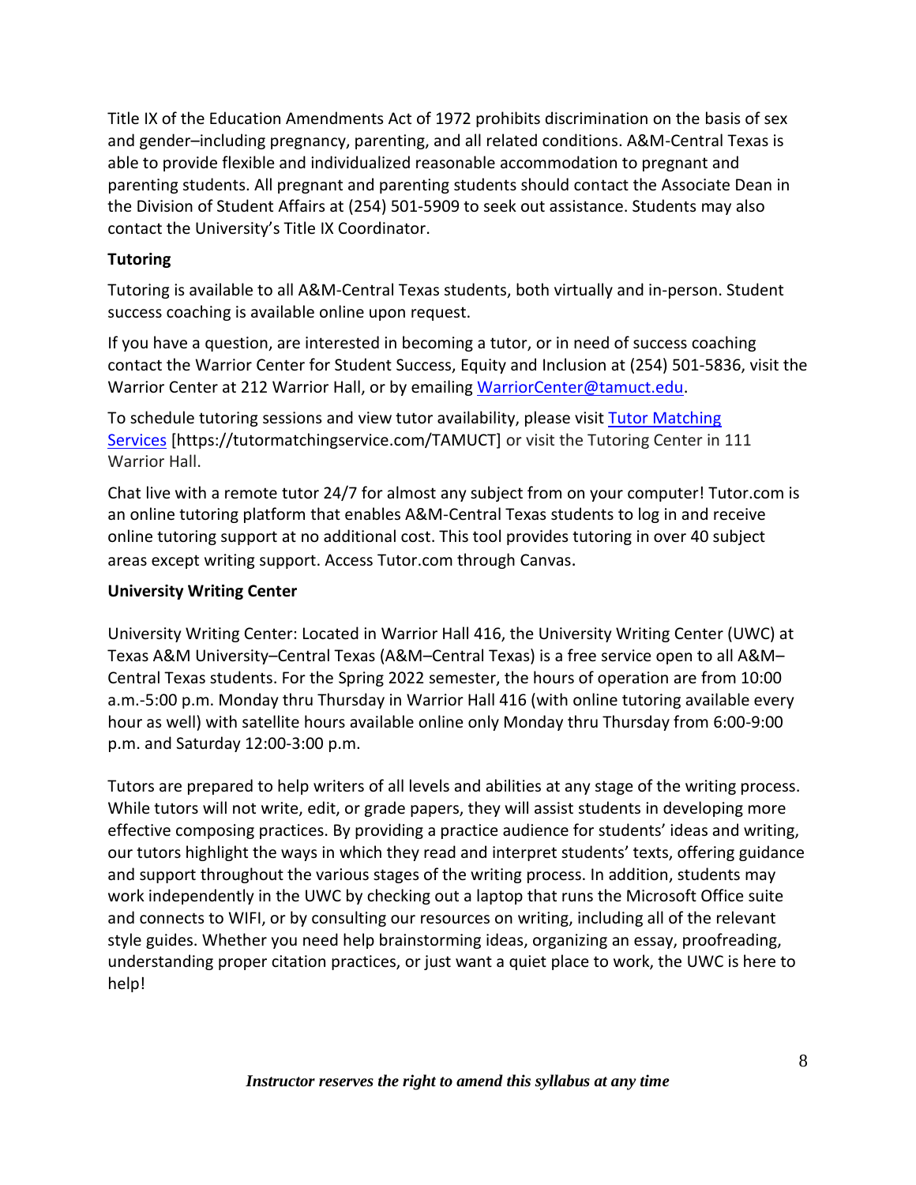Title IX of the Education Amendments Act of 1972 prohibits discrimination on the basis of sex and gender–including pregnancy, parenting, and all related conditions. A&M-Central Texas is able to provide flexible and individualized reasonable accommodation to pregnant and parenting students. All pregnant and parenting students should contact the Associate Dean in the Division of Student Affairs at (254) 501-5909 to seek out assistance. Students may also contact the University's Title IX Coordinator.

**Tutoring**

Tutoring is available to all A&M-Central Texas students, both virtually and in-person. Student success coaching is available online upon request.

If you have a question, are interested in becoming a tutor, or in need of success coaching contact the Warrior Center for Student Success, Equity and Inclusion at (254) 501-5836, visit the Warrior Center at 212 Warrior Hall, or by emailing WarriorCenter@tamuct.edu.

To schedule tutoring sessions and view tutor availability, please visit Tutor Matching Services [https://tutormatchingservice.com/TAMUCT] or visit the Tutoring Center in 111 Warrior Hall.

Chat live with a remote tutor 24/7 for almost any subject from on your computer! Tutor.com is an online tutoring platform that enables A&M-Central Texas students to log in and receive online tutoring support at no additional cost. This tool provides tutoring in over 40 subject areas except writing support. Access Tutor.com through Canvas.

**University Writing Center**

University Writing Center: Located in Warrior Hall 416, the University Writing Center (UWC) at Texas A&M University–Central Texas (A&M–Central Texas) is a free service open to all A&M–Central Texas students. For the Spring 2022 semester, the hours of operation are from 10:00 a.m.-5:00 p.m. Monday thru Thursday in Warrior Hall 416 (with online tutoring available every hour as well) with satellite hours available online only Monday thru Thursday from 6:00-9:00 p.m. and Saturday 12:00-3:00 p.m.

Tutors are prepared to help writers of all levels and abilities at any stage of the writing process. While tutors will not write, edit, or grade papers, they will assist students in developing more effective composing practices. By providing a practice audience for students' ideas and writing, our tutors highlight the ways in which they read and interpret students' texts, offering guidance and support throughout the various stages of the writing process. In addition, students may work independently in the UWC by checking out a laptop that runs the Microsoft Office suite and connects to WIFI, or by consulting our resources on writing, including all of the relevant style guides. Whether you need help brainstorming ideas, organizing an essay, proofreading, understanding proper citation practices, or just want a quiet place to work, the UWC is here to help!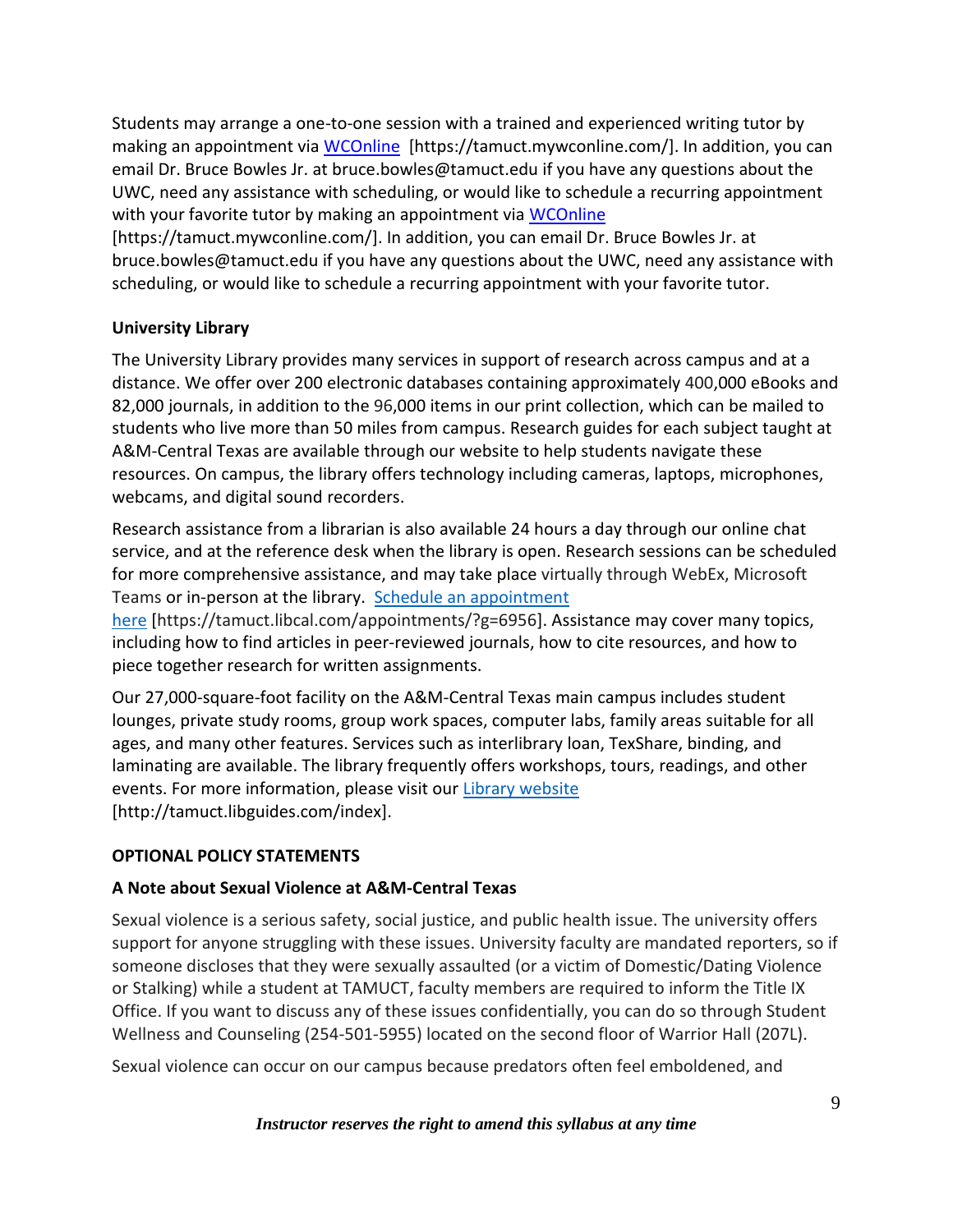Students may arrange a one-to-one session with a trained and experienced writing tutor by making an appointment via [WCOnline](https://tamuct.mywconline.com/) [https://tamuct.mywconline.com/]. In addition, you can email Dr. Bruce Bowles Jr. at bruce.bowles@tamuct.edu if you have any questions about the UWC, need any assistance with scheduling, or would like to schedule a recurring appointment with your favorite tutor by making an appointment via [WCOnline](https://tamuct.mywconline.com/) [https://tamuct.mywconline.com/]. In addition, you can email Dr. Bruce Bowles Jr. at bruce.bowles@tamuct.edu if you have any questions about the UWC, need any assistance with scheduling, or would like to schedule a recurring appointment with your favorite tutor.

**University Library**

The University Library provides many services in support of research across campus and at a distance. We offer over 200 electronic databases containing approximately 400,000 eBooks and 82,000 journals, in addition to the 96,000 items in our print collection, which can be mailed to students who live more than 50 miles from campus. Research guides for each subject taught at A&M-Central Texas are available through our website to help students navigate these resources. On campus, the library offers technology including cameras, laptops, microphones, webcams, and digital sound recorders.

Research assistance from a librarian is also available 24 hours a day through our online chat service, and at the reference desk when the library is open. Research sessions can be scheduled for more comprehensive assistance, and may take place virtually through WebEx, Microsoft Teams or in-person at the library. [Schedule an appointment here](https://tamuct.libcal.com/appointments/?g=6956) [https://tamuct.libcal.com/appointments/?g=6956]. Assistance may cover many topics, including how to find articles in peer-reviewed journals, how to cite resources, and how to piece together research for written assignments.

Our 27,000-square-foot facility on the A&M-Central Texas main campus includes student lounges, private study rooms, group work spaces, computer labs, family areas suitable for all ages, and many other features. Services such as interlibrary loan, TexShare, binding, and laminating are available. The library frequently offers workshops, tours, readings, and other events. For more information, please visit our [Library website](http://tamuct.libguides.com/index) [http://tamuct.libguides.com/index].

**OPTIONAL POLICY STATEMENTS**

**A Note about Sexual Violence at A&M-Central Texas**

Sexual violence is a serious safety, social justice, and public health issue. The university offers support for anyone struggling with these issues. University faculty are mandated reporters, so if someone discloses that they were sexually assaulted (or a victim of Domestic/Dating Violence or Stalking) while a student at TAMUCT, faculty members are required to inform the Title IX Office. If you want to discuss any of these issues confidentially, you can do so through Student Wellness and Counseling (254-501-5955) located on the second floor of Warrior Hall (207L).

Sexual violence can occur on our campus because predators often feel emboldened, and

*Instructor reserves the right to amend this syllabus at any time*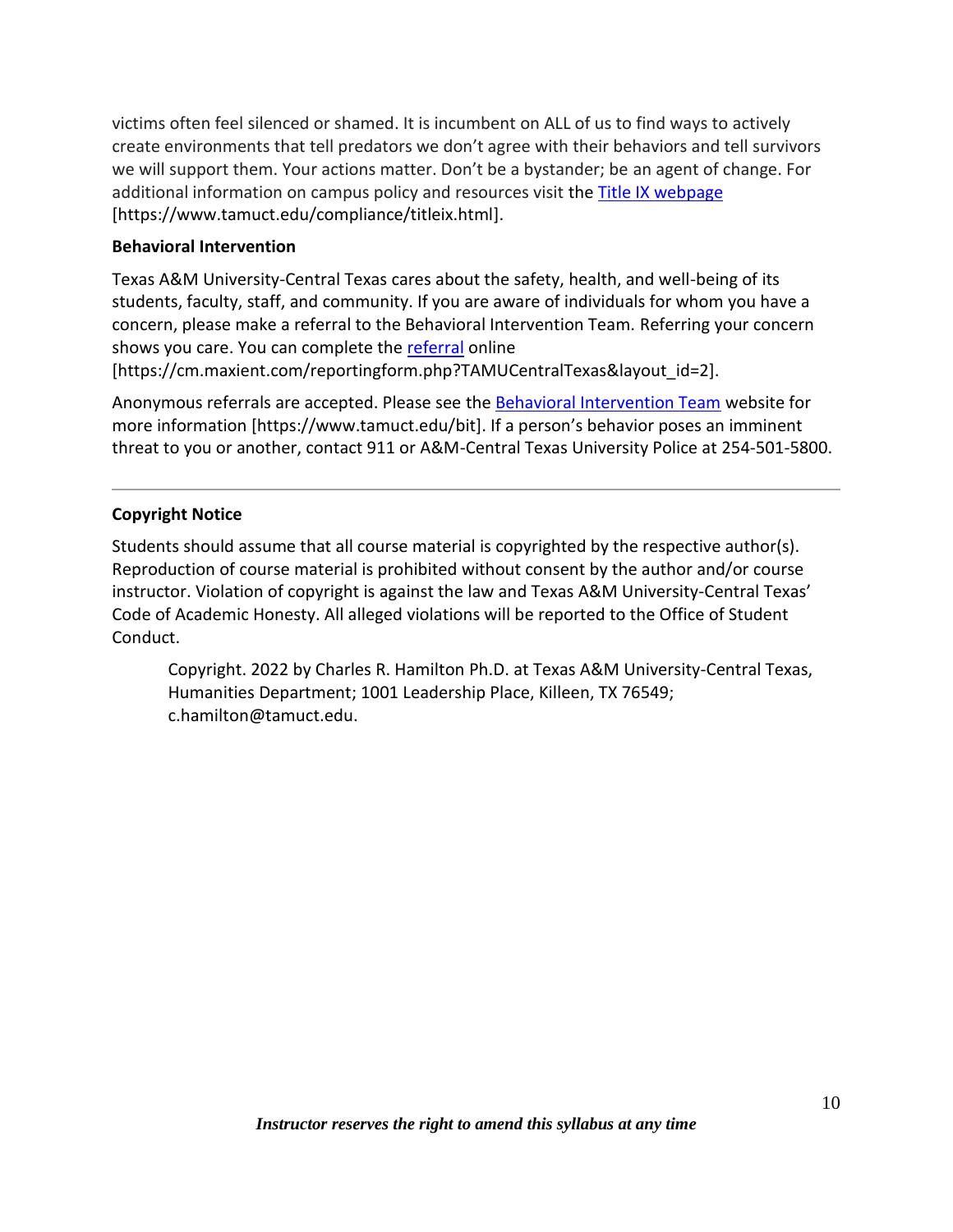victims often feel silenced or shamed. It is incumbent on ALL of us to find ways to actively create environments that tell predators we don't agree with their behaviors and tell survivors we will support them. Your actions matter. Don't be a bystander; be an agent of change. For additional information on campus policy and resources visit the Title IX webpage [https://www.tamuct.edu/compliance/titleix.html].

**Behavioral Intervention**

Texas A&M University-Central Texas cares about the safety, health, and well-being of its students, faculty, staff, and community. If you are aware of individuals for whom you have a concern, please make a referral to the Behavioral Intervention Team. Referring your concern shows you care. You can complete the referral online [https://cm.maxient.com/reportingform.php?TAMUCentralTexas&layout_id=2].

Anonymous referrals are accepted. Please see the Behavioral Intervention Team website for more information [https://www.tamuct.edu/bit]. If a person's behavior poses an imminent threat to you or another, contact 911 or A&M-Central Texas University Police at 254-501-5800.

---

**Copyright Notice**

Students should assume that all course material is copyrighted by the respective author(s). Reproduction of course material is prohibited without consent by the author and/or course instructor. Violation of copyright is against the law and Texas A&M University-Central Texas' Code of Academic Honesty. All alleged violations will be reported to the Office of Student Conduct.

> Copyright. 2022 by Charles R. Hamilton Ph.D. at Texas A&M University-Central Texas, Humanities Department; 1001 Leadership Place, Killeen, TX 76549; c.hamilton@tamuct.edu.

***Instructor reserves the right to amend this syllabus at any time***